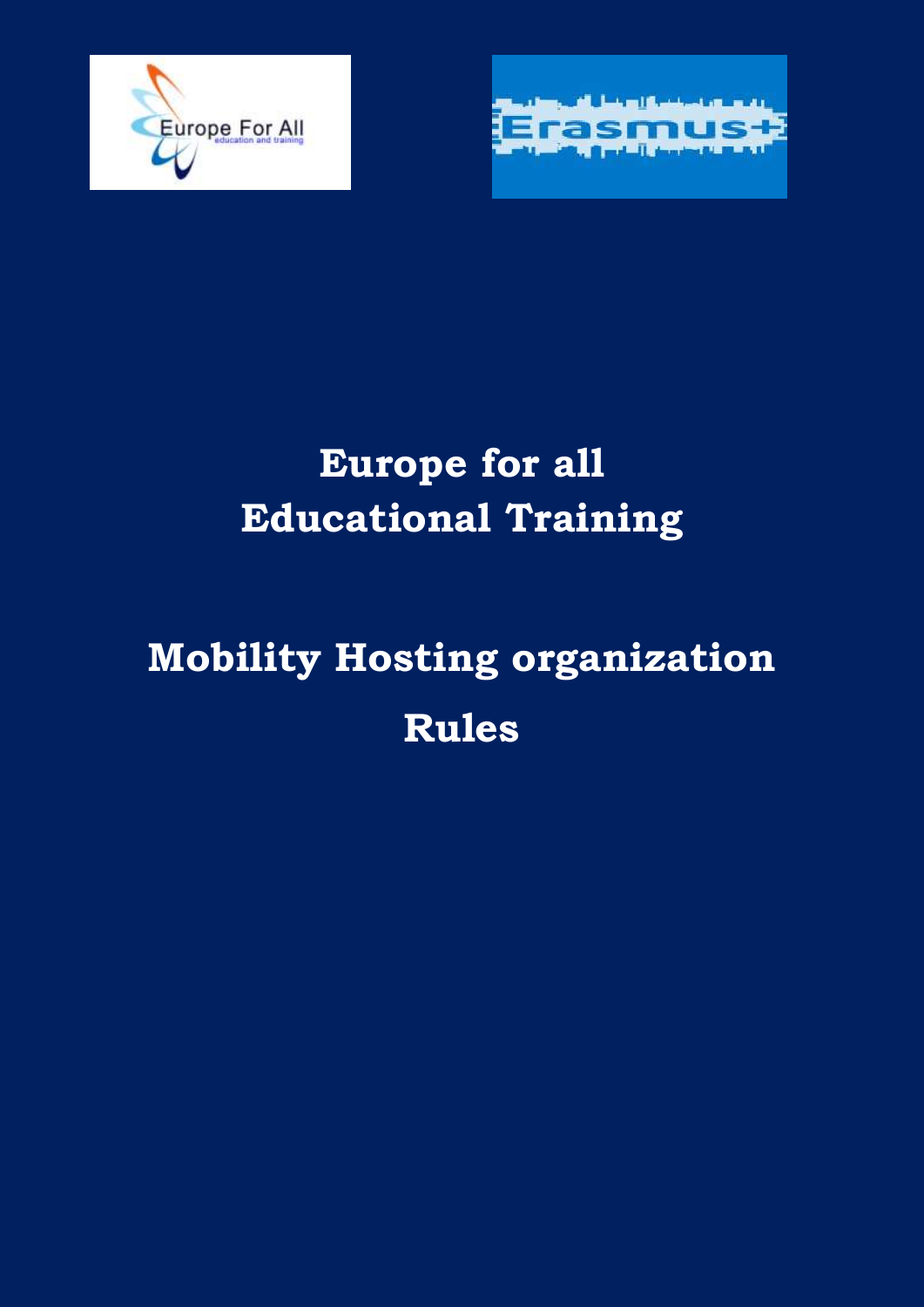# Europe for all
# Educational Training

# Mobility Hosting organization
# Rules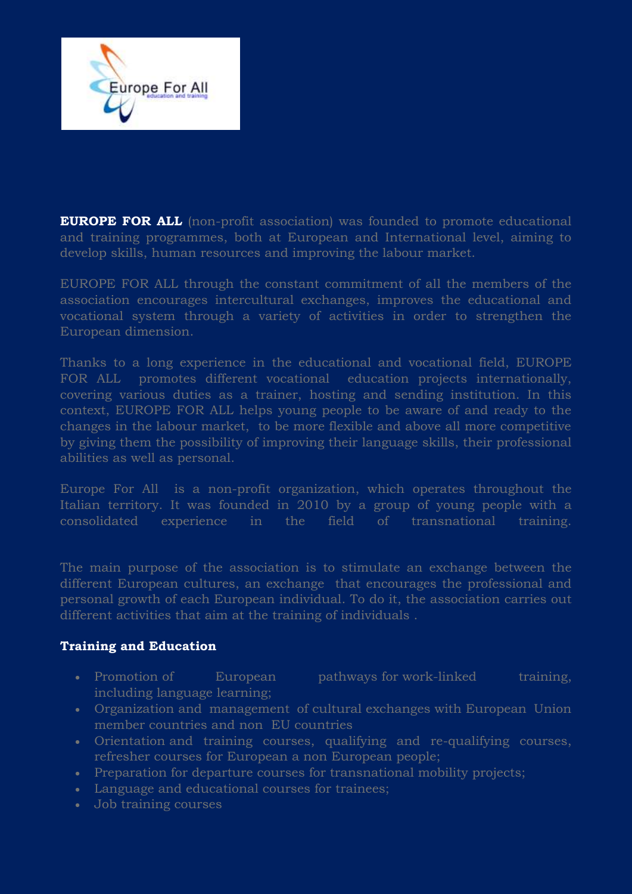**EUROPE FOR ALL** (non-profit association) was founded to promote educational and training programmes, both at European and International level, aiming to develop skills, human resources and improving the labour market.

EUROPE FOR ALL through the constant commitment of all the members of the association encourages intercultural exchanges, improves the educational and vocational system through a variety of activities in order to strengthen the European dimension.

Thanks to a long experience in the educational and vocational field, EUROPE FOR ALL promotes different vocational education projects internationally, covering various duties as a trainer, hosting and sending institution. In this context, EUROPE FOR ALL helps young people to be aware of and ready to the changes in the labour market, to be more flexible and above all more competitive by giving them the possibility of improving their language skills, their professional abilities as well as personal.

Europe For All is a non-profit organization, which operates throughout the Italian territory. It was founded in 2010 by a group of young people with a consolidated experience in the field of transnational training.

The main purpose of the association is to stimulate an exchange between the different European cultures, an exchange that encourages the professional and personal growth of each European individual. To do it, the association carries out different activities that aim at the training of individuals .

**Training and Education**

- Promotion of European pathways for work-linked training, including language learning;
- Organization and management of cultural exchanges with European Union member countries and non EU countries
- Orientation and training courses, qualifying and re-qualifying courses, refresher courses for European a non European people;
- Preparation for departure courses for transnational mobility projects;
- Language and educational courses for trainees;
- Job training courses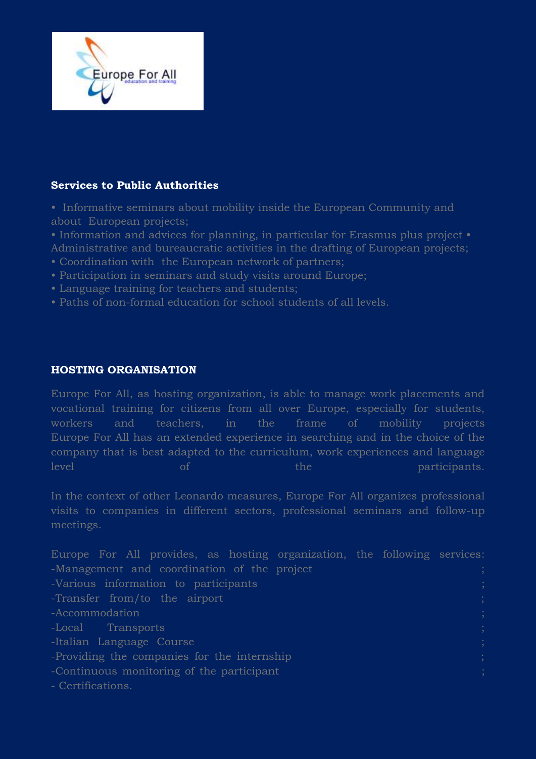**Services to Public Authorities**

- Informative seminars about mobility inside the European Community and about European projects;
- Information and advices for planning, in particular for Erasmus plus project • Administrative and bureaucratic activities in the drafting of European projects;
- Coordination with the European network of partners;
- Participation in seminars and study visits around Europe;
- Language training for teachers and students;
- Paths of non-formal education for school students of all levels.

**HOSTING ORGANISATION**

Europe For All, as hosting organization, is able to manage work placements and vocational training for citizens from all over Europe, especially for students, workers and teachers, in the frame of mobility projects Europe For All has an extended experience in searching and in the choice of the company that is best adapted to the curriculum, work experiences and language level of the participants.

In the context of other Leonardo measures, Europe For All organizes professional visits to companies in different sectors, professional seminars and follow-up meetings.

Europe For All provides, as hosting organization, the following services:
-Management and coordination of the project ;
-Various information to participants ;
-Transfer from/to the airport ;
-Accommodation ;
-Local Transports ;
-Italian Language Course ;
-Providing the companies for the internship ;
-Continuous monitoring of the participant ;
- Certifications.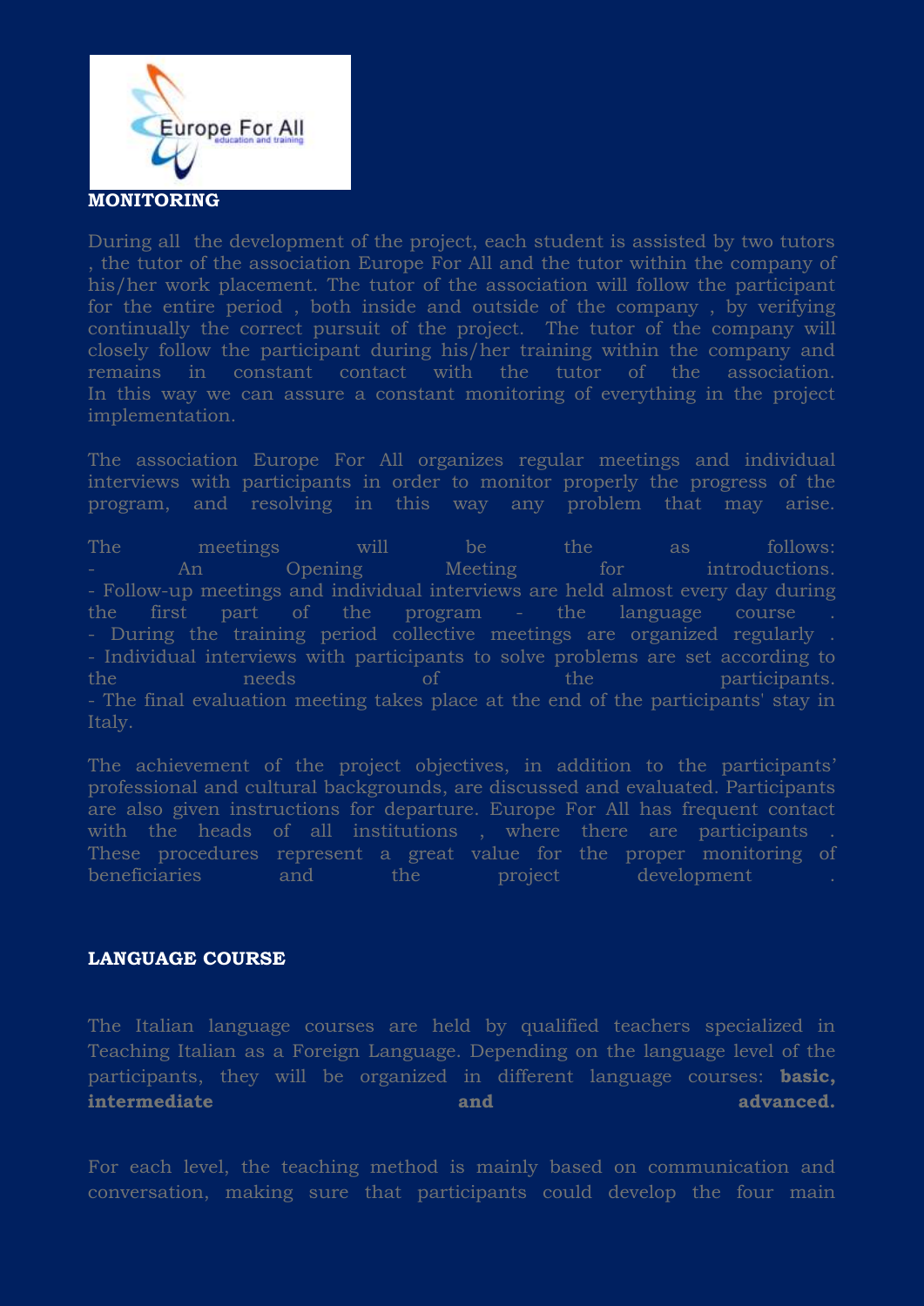## MONITORING

During all the development of the project, each student is assisted by two tutors , the tutor of the association Europe For All and the tutor within the company of his/her work placement. The tutor of the association will follow the participant for the entire period , both inside and outside of the company , by verifying continually the correct pursuit of the project. The tutor of the company will closely follow the participant during his/her training within the company and remains in constant contact with the tutor of the association. In this way we can assure a constant monitoring of everything in the project implementation.

The association Europe For All organizes regular meetings and individual interviews with participants in order to monitor properly the progress of the program, and resolving in this way any problem that may arise.

The meetings will be the as follows:

- An Opening Meeting for introductions.
- Follow-up meetings and individual interviews are held almost every day during the first part of the program - the language course .
- During the training period collective meetings are organized regularly .
- Individual interviews with participants to solve problems are set according to the needs of the participants.
- The final evaluation meeting takes place at the end of the participants' stay in Italy.

The achievement of the project objectives, in addition to the participants' professional and cultural backgrounds, are discussed and evaluated. Participants are also given instructions for departure. Europe For All has frequent contact with the heads of all institutions , where there are participants . These procedures represent a great value for the proper monitoring of beneficiaries and the project development .

## LANGUAGE COURSE

The Italian language courses are held by qualified teachers specialized in Teaching Italian as a Foreign Language. Depending on the language level of the participants, they will be organized in different language courses: **basic, intermediate and advanced.**

For each level, the teaching method is mainly based on communication and conversation, making sure that participants could develop the four main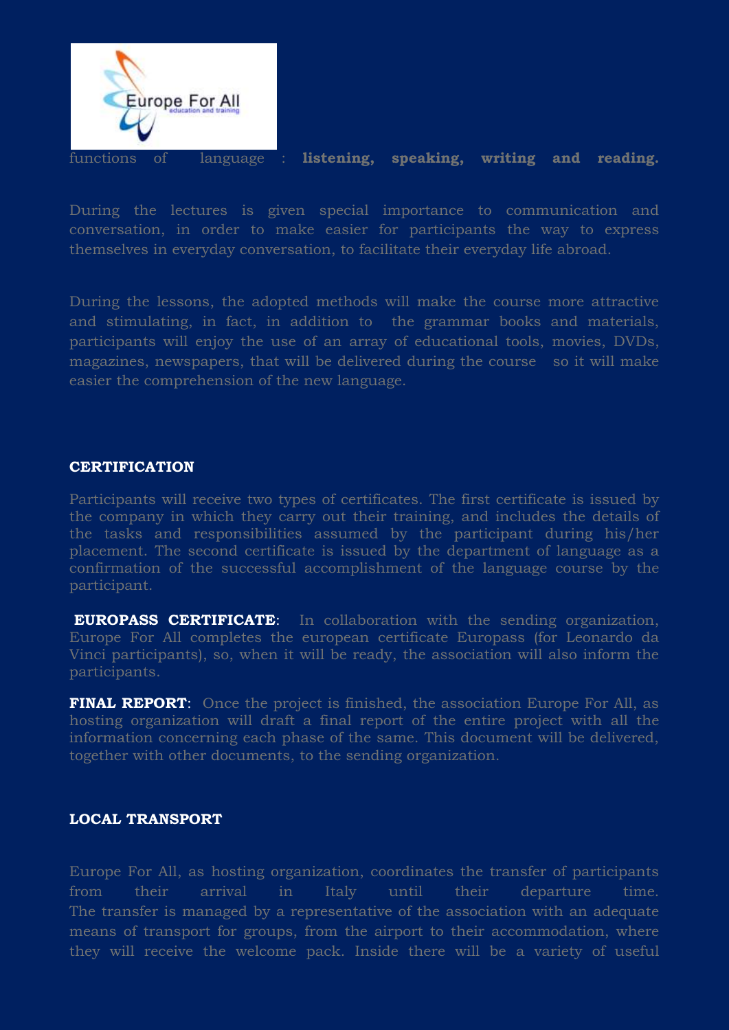functions of language : **listening, speaking, writing and reading.**

During the lectures is given special importance to communication and conversation, in order to make easier for participants the way to express themselves in everyday conversation, to facilitate their everyday life abroad.

During the lessons, the adopted methods will make the course more attractive and stimulating, in fact, in addition to the grammar books and materials, participants will enjoy the use of an array of educational tools, movies, DVDs, magazines, newspapers, that will be delivered during the course so it will make easier the comprehension of the new language.

**CERTIFICATION**

Participants will receive two types of certificates. The first certificate is issued by the company in which they carry out their training, and includes the details of the tasks and responsibilities assumed by the participant during his/her placement. The second certificate is issued by the department of language as a confirmation of the successful accomplishment of the language course by the participant.

**EUROPASS CERTIFICATE**: In collaboration with the sending organization, Europe For All completes the european certificate Europass (for Leonardo da Vinci participants), so, when it will be ready, the association will also inform the participants.

**FINAL REPORT**: Once the project is finished, the association Europe For All, as hosting organization will draft a final report of the entire project with all the information concerning each phase of the same. This document will be delivered, together with other documents, to the sending organization.

**LOCAL TRANSPORT**

Europe For All, as hosting organization, coordinates the transfer of participants from their arrival in Italy until their departure time. The transfer is managed by a representative of the association with an adequate means of transport for groups, from the airport to their accommodation, where they will receive the welcome pack. Inside there will be a variety of useful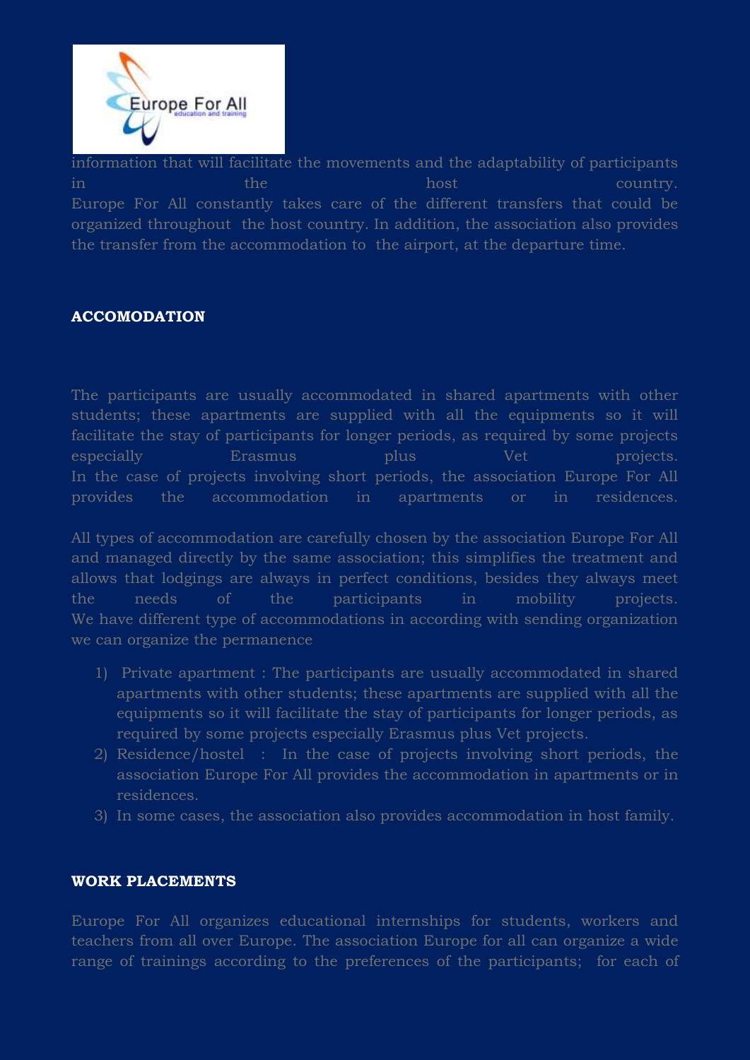information that will facilitate the movements and the adaptability of participants in the host country.
Europe For All constantly takes care of the different transfers that could be organized throughout the host country. In addition, the association also provides the transfer from the accommodation to the airport, at the departure time.

**ACCOMODATION**

The participants are usually accommodated in shared apartments with other students; these apartments are supplied with all the equipments so it will facilitate the stay of participants for longer periods, as required by some projects especially Erasmus plus Vet projects.
In the case of projects involving short periods, the association Europe For All provides the accommodation in apartments or in residences.

All types of accommodation are carefully chosen by the association Europe For All and managed directly by the same association; this simplifies the treatment and allows that lodgings are always in perfect conditions, besides they always meet the needs of the participants in mobility projects.
We have different type of accommodations in according with sending organization we can organize the permanence

1) Private apartment : The participants are usually accommodated in shared apartments with other students; these apartments are supplied with all the equipments so it will facilitate the stay of participants for longer periods, as required by some projects especially Erasmus plus Vet projects.
2) Residence/hostel : In the case of projects involving short periods, the association Europe For All provides the accommodation in apartments or in residences.
3) In some cases, the association also provides accommodation in host family.

**WORK PLACEMENTS**

Europe For All organizes educational internships for students, workers and teachers from all over Europe. The association Europe for all can organize a wide range of trainings according to the preferences of the participants; for each of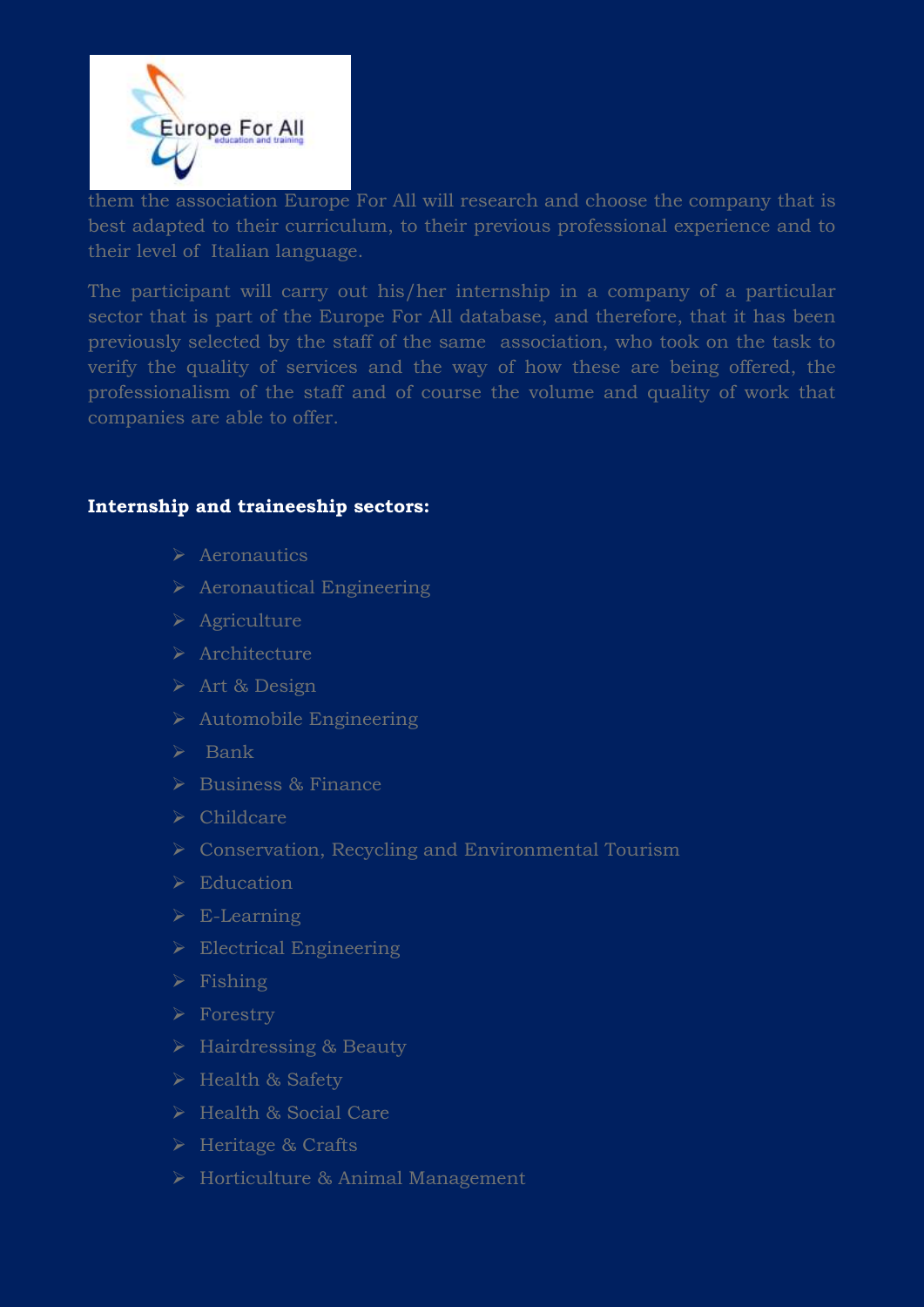them the association Europe For All will research and choose the company that is best adapted to their curriculum, to their previous professional experience and to their level of Italian language.

The participant will carry out his/her internship in a company of a particular sector that is part of the Europe For All database, and therefore, that it has been previously selected by the staff of the same association, who took on the task to verify the quality of services and the way of how these are being offered, the professionalism of the staff and of course the volume and quality of work that companies are able to offer.

**Internship and traineeship sectors:**

- Aeronautics
- Aeronautical Engineering
- Agriculture
- Architecture
- Art & Design
- Automobile Engineering
- Bank
- Business & Finance
- Childcare
- Conservation, Recycling and Environmental Tourism
- Education
- E-Learning
- Electrical Engineering
- Fishing
- Forestry
- Hairdressing & Beauty
- Health & Safety
- Health & Social Care
- Heritage & Crafts
- Horticulture & Animal Management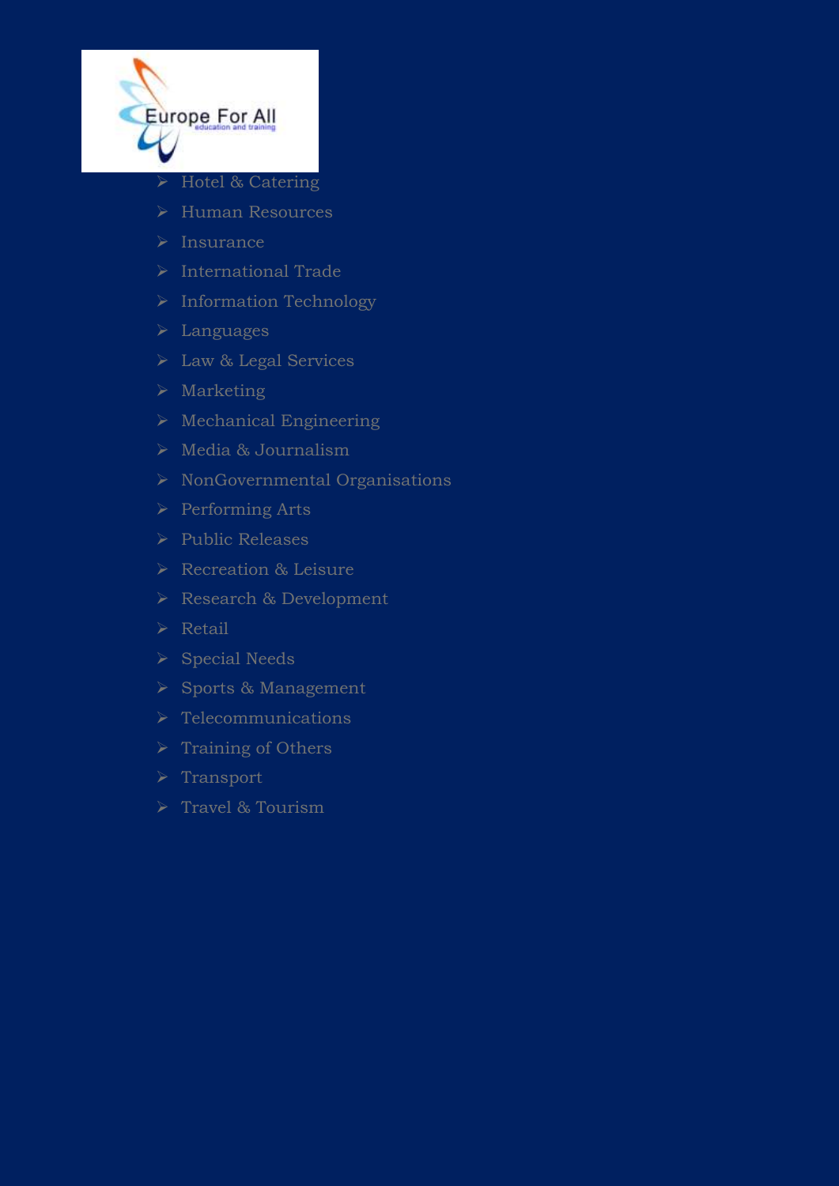- Hotel & Catering
- Human Resources
- Insurance
- International Trade
- Information Technology
- Languages
- Law & Legal Services
- Marketing
- Mechanical Engineering
- Media & Journalism
- NonGovernmental Organisations
- Performing Arts
- Public Releases
- Recreation & Leisure
- Research & Development
- Retail
- Special Needs
- Sports & Management
- Telecommunications
- Training of Others
- Transport
- Travel & Tourism